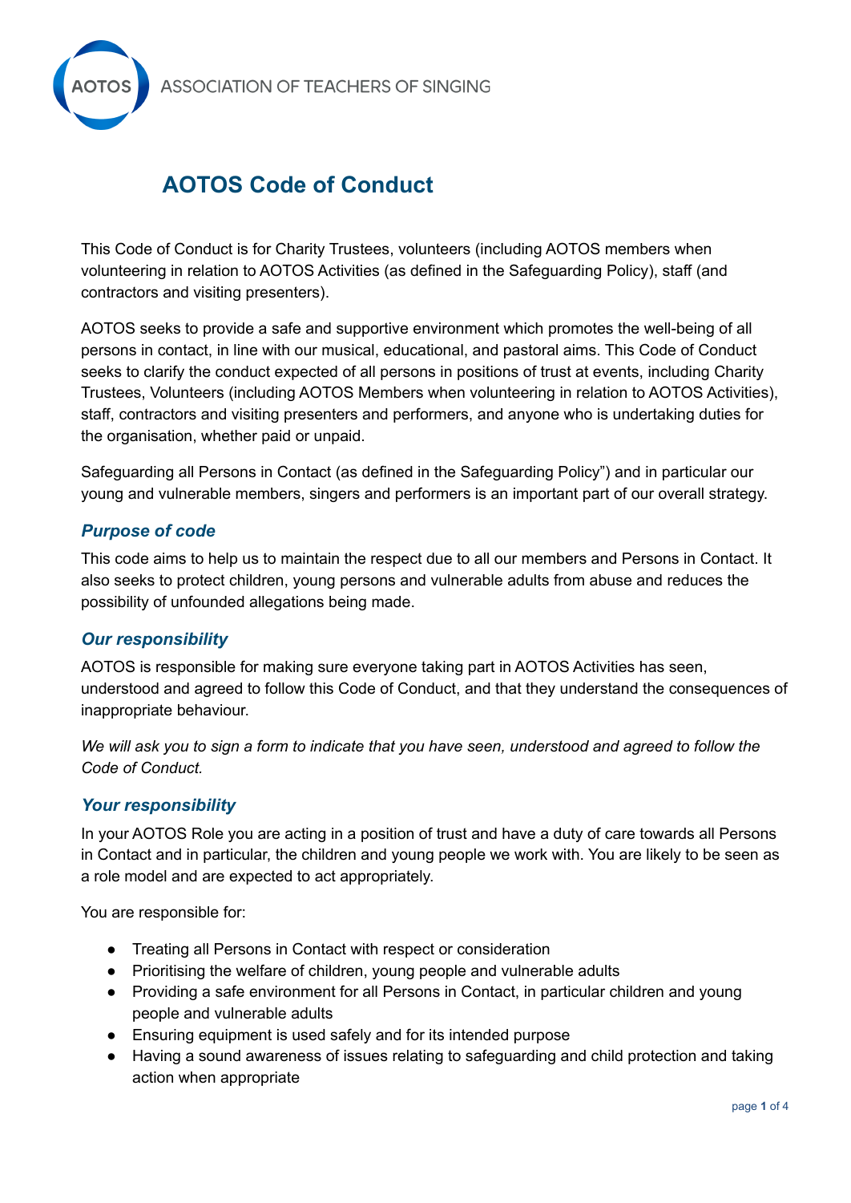AOTOS ASSOCIATION OF TEACHERS OF SINGING

# AOTOS Code of Conduct

This Code of Conduct is for Charity Trustees, volunteers (including AOTOS members when volunteering in relation to AOTOS Activities (as defined in the Safeguarding Policy), staff (and contractors and visiting presenters).

AOTOS seeks to provide a safe and supportive environment which promotes the well-being of all persons in contact, in line with our musical, educational, and pastoral aims. This Code of Conduct seeks to clarify the conduct expected of all persons in positions of trust at events, including Charity Trustees, Volunteers (including AOTOS Members when volunteering in relation to AOTOS Activities), staff, contractors and visiting presenters and performers, and anyone who is undertaking duties for the organisation, whether paid or unpaid.

Safeguarding all Persons in Contact (as defined in the Safeguarding Policy") and in particular our young and vulnerable members, singers and performers is an important part of our overall strategy.

### *Purpose of code*

This code aims to help us to maintain the respect due to all our members and Persons in Contact. It also seeks to protect children, young persons and vulnerable adults from abuse and reduces the possibility of unfounded allegations being made.

### *Our responsibility*

AOTOS is responsible for making sure everyone taking part in AOTOS Activities has seen, understood and agreed to follow this Code of Conduct, and that they understand the consequences of inappropriate behaviour.

*We will ask you to sign a form to indicate that you have seen, understood and agreed to follow the Code of Conduct.*

### *Your responsibility*

In your AOTOS Role you are acting in a position of trust and have a duty of care towards all Persons in Contact and in particular, the children and young people we work with. You are likely to be seen as a role model and are expected to act appropriately.

You are responsible for:

- Treating all Persons in Contact with respect or consideration
- Prioritising the welfare of children, young people and vulnerable adults
- Providing a safe environment for all Persons in Contact, in particular children and young people and vulnerable adults
- Ensuring equipment is used safely and for its intended purpose
- Having a sound awareness of issues relating to safeguarding and child protection and taking action when appropriate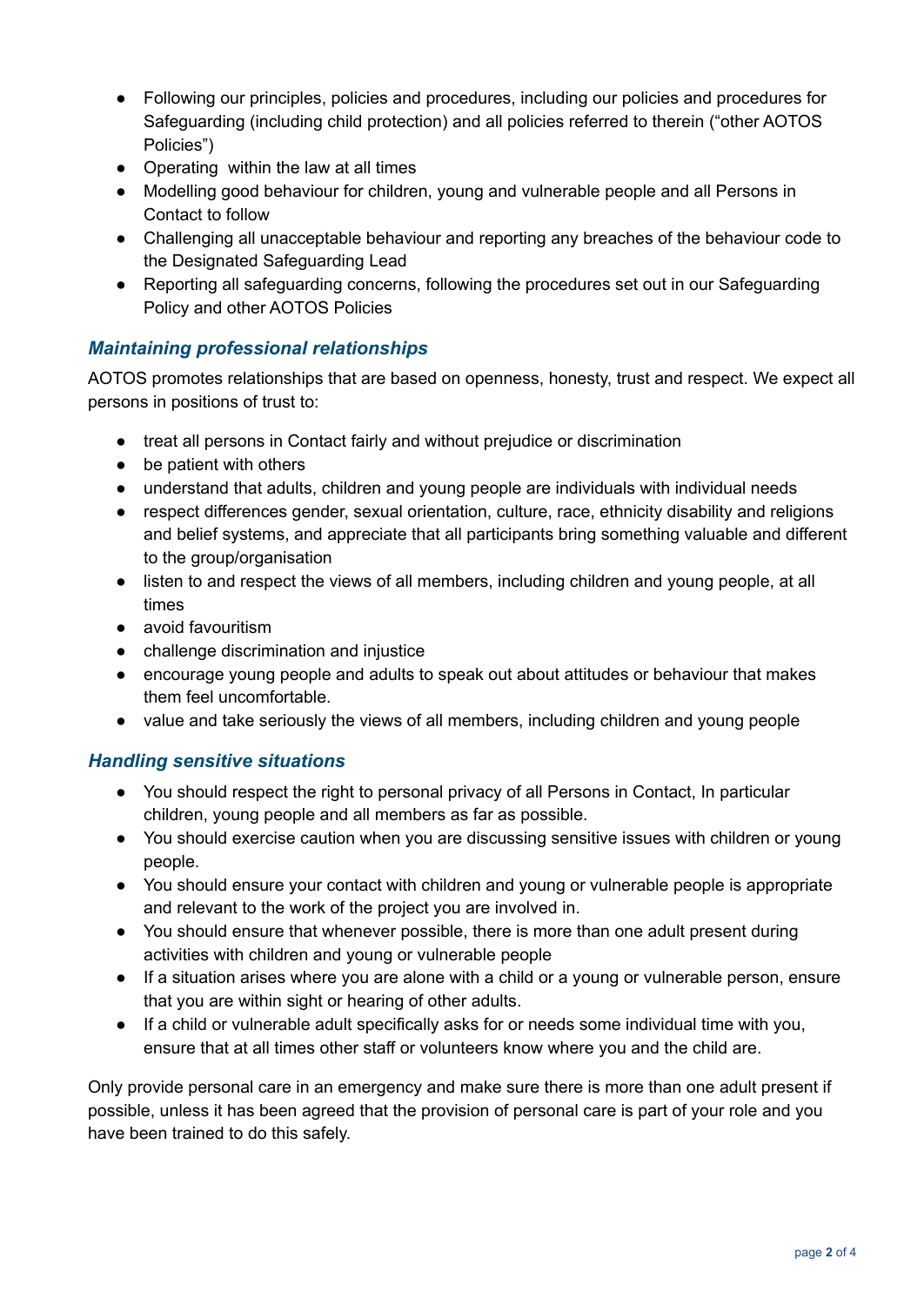- Following our principles, policies and procedures, including our policies and procedures for Safeguarding (including child protection) and all policies referred to therein ("other AOTOS Policies")
- Operating  within the law at all times
- Modelling good behaviour for children, young and vulnerable people and all Persons in Contact to follow
- Challenging all unacceptable behaviour and reporting any breaches of the behaviour code to the Designated Safeguarding Lead
- Reporting all safeguarding concerns, following the procedures set out in our Safeguarding Policy and other AOTOS Policies

### *Maintaining professional relationships*

AOTOS promotes relationships that are based on openness, honesty, trust and respect. We expect all persons in positions of trust to:

- treat all persons in Contact fairly and without prejudice or discrimination
- be patient with others
- understand that adults, children and young people are individuals with individual needs
- respect differences gender, sexual orientation, culture, race, ethnicity disability and religions and belief systems, and appreciate that all participants bring something valuable and different to the group/organisation
- listen to and respect the views of all members, including children and young people, at all times
- avoid favouritism
- challenge discrimination and injustice
- encourage young people and adults to speak out about attitudes or behaviour that makes them feel uncomfortable.
- value and take seriously the views of all members, including children and young people

### *Handling sensitive situations*

- You should respect the right to personal privacy of all Persons in Contact, In particular children, young people and all members as far as possible.
- You should exercise caution when you are discussing sensitive issues with children or young people.
- You should ensure your contact with children and young or vulnerable people is appropriate and relevant to the work of the project you are involved in.
- You should ensure that whenever possible, there is more than one adult present during activities with children and young or vulnerable people
- If a situation arises where you are alone with a child or a young or vulnerable person, ensure that you are within sight or hearing of other adults.
- If a child or vulnerable adult specifically asks for or needs some individual time with you, ensure that at all times other staff or volunteers know where you and the child are.

Only provide personal care in an emergency and make sure there is more than one adult present if possible, unless it has been agreed that the provision of personal care is part of your role and you have been trained to do this safely.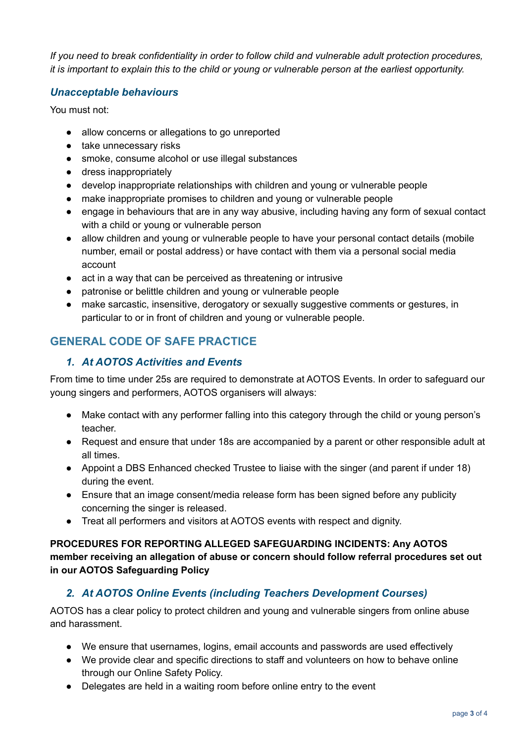*If you need to break confidentiality in order to follow child and vulnerable adult protection procedures, it is important to explain this to the child or young or vulnerable person at the earliest opportunity.*

### *Unacceptable behaviours*

You must not:

- allow concerns or allegations to go unreported
- take unnecessary risks
- smoke, consume alcohol or use illegal substances
- dress inappropriately
- develop inappropriate relationships with children and young or vulnerable people
- make inappropriate promises to children and young or vulnerable people
- engage in behaviours that are in any way abusive, including having any form of sexual contact with a child or young or vulnerable person
- allow children and young or vulnerable people to have your personal contact details (mobile number, email or postal address) or have contact with them via a personal social media account
- act in a way that can be perceived as threatening or intrusive
- patronise or belittle children and young or vulnerable people
- make sarcastic, insensitive, derogatory or sexually suggestive comments or gestures, in particular to or in front of children and young or vulnerable people.

## GENERAL CODE OF SAFE PRACTICE

### *1. At AOTOS Activities and Events*

From time to time under 25s are required to demonstrate at AOTOS Events. In order to safeguard our young singers and performers, AOTOS organisers will always:

- Make contact with any performer falling into this category through the child or young person's teacher.
- Request and ensure that under 18s are accompanied by a parent or other responsible adult at all times.
- Appoint a DBS Enhanced checked Trustee to liaise with the singer (and parent if under 18) during the event.
- Ensure that an image consent/media release form has been signed before any publicity concerning the singer is released.
- Treat all performers and visitors at AOTOS events with respect and dignity.

**PROCEDURES FOR REPORTING ALLEGED SAFEGUARDING INCIDENTS: Any AOTOS member receiving an allegation of abuse or concern should follow referral procedures set out in our AOTOS Safeguarding Policy**

### *2. At AOTOS Online Events (including Teachers Development Courses)*

AOTOS has a clear policy to protect children and young and vulnerable singers from online abuse and harassment.

- We ensure that usernames, logins, email accounts and passwords are used effectively
- We provide clear and specific directions to staff and volunteers on how to behave online through our Online Safety Policy.
- Delegates are held in a waiting room before online entry to the event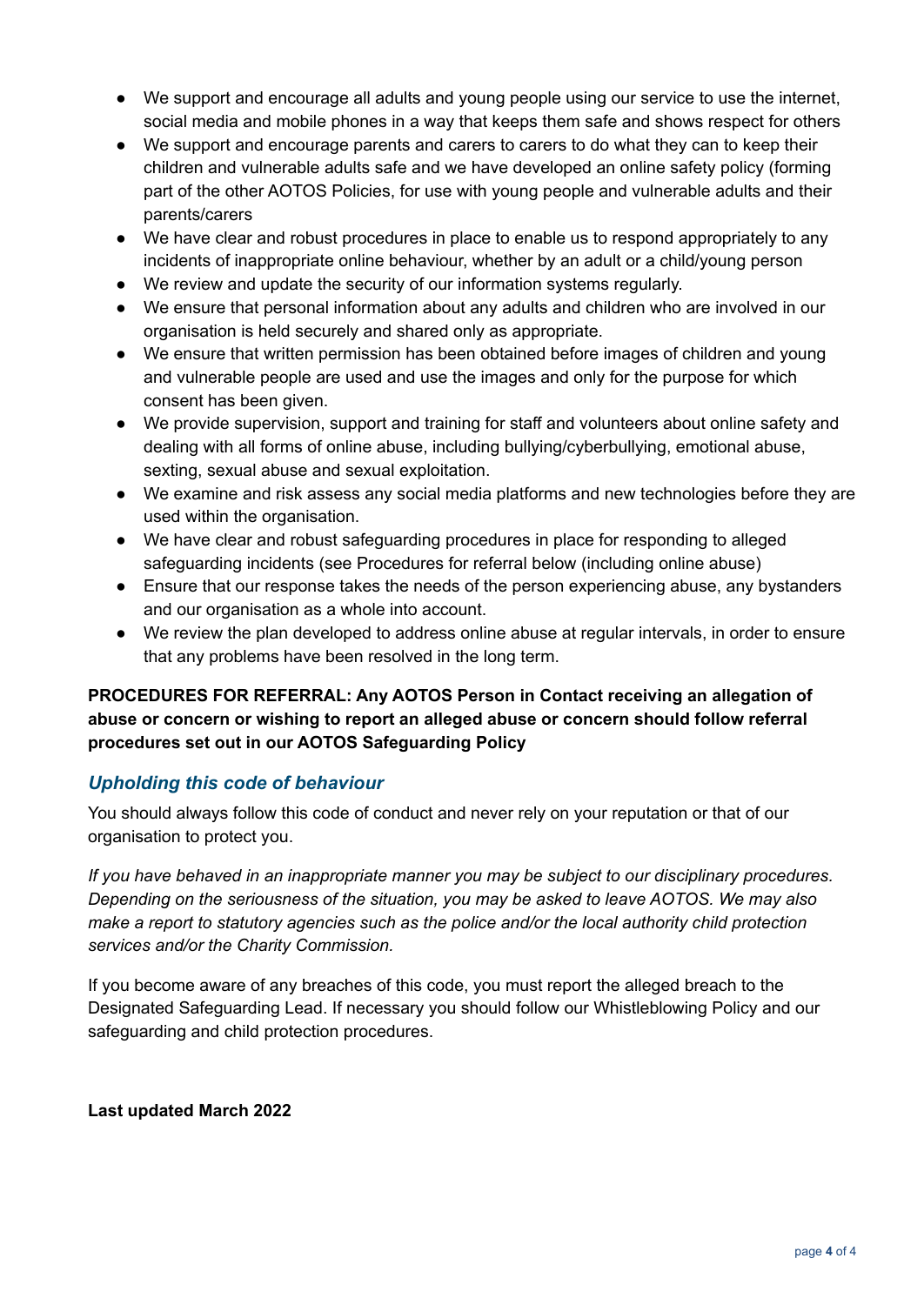- We support and encourage all adults and young people using our service to use the internet, social media and mobile phones in a way that keeps them safe and shows respect for others
- We support and encourage parents and carers to carers to do what they can to keep their children and vulnerable adults safe and we have developed an online safety policy (forming part of the other AOTOS Policies, for use with young people and vulnerable adults and their parents/carers
- We have clear and robust procedures in place to enable us to respond appropriately to any incidents of inappropriate online behaviour, whether by an adult or a child/young person
- We review and update the security of our information systems regularly.
- We ensure that personal information about any adults and children who are involved in our organisation is held securely and shared only as appropriate.
- We ensure that written permission has been obtained before images of children and young and vulnerable people are used and use the images and only for the purpose for which consent has been given.
- We provide supervision, support and training for staff and volunteers about online safety and dealing with all forms of online abuse, including bullying/cyberbullying, emotional abuse, sexting, sexual abuse and sexual exploitation.
- We examine and risk assess any social media platforms and new technologies before they are used within the organisation.
- We have clear and robust safeguarding procedures in place for responding to alleged safeguarding incidents (see Procedures for referral below (including online abuse)
- Ensure that our response takes the needs of the person experiencing abuse, any bystanders and our organisation as a whole into account.
- We review the plan developed to address online abuse at regular intervals, in order to ensure that any problems have been resolved in the long term.

**PROCEDURES FOR REFERRAL: Any AOTOS Person in Contact receiving an allegation of abuse or concern or wishing to report an alleged abuse or concern should follow referral procedures set out in our AOTOS Safeguarding Policy**

### *Upholding this code of behaviour*

You should always follow this code of conduct and never rely on your reputation or that of our organisation to protect you.

*If you have behaved in an inappropriate manner you may be subject to our disciplinary procedures. Depending on the seriousness of the situation, you may be asked to leave AOTOS. We may also make a report to statutory agencies such as the police and/or the local authority child protection services and/or the Charity Commission.*

If you become aware of any breaches of this code, you must report the alleged breach to the Designated Safeguarding Lead. If necessary you should follow our Whistleblowing Policy and our safeguarding and child protection procedures.

**Last updated March 2022**